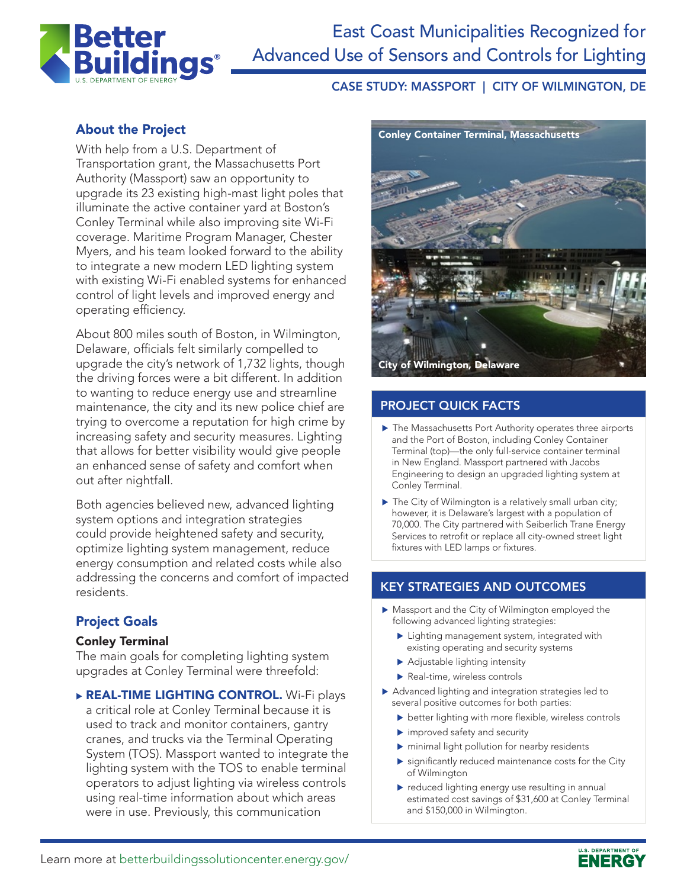# East Coast Municipalities Recognized for Advanced Use of Sensors and Controls for Lighting

CASE STUDY: MASSPORT | CITY OF WILMINGTON, DE

## About the Project

With help from a U.S. Department of Transportation grant, the Massachusetts Port Authority (Massport) saw an opportunity to upgrade its 23 existing high-mast light poles that illuminate the active container yard at Boston's Conley Terminal while also improving site Wi-Fi coverage. Maritime Program Manager, Chester Myers, and his team looked forward to the ability to integrate a new modern LED lighting system with existing Wi-Fi enabled systems for enhanced control of light levels and improved energy and operating efficiency.

About 800 miles south of Boston, in Wilmington, Delaware, officials felt similarly compelled to upgrade the city's network of 1,732 lights, though the driving forces were a bit different. In addition to wanting to reduce energy use and streamline maintenance, the city and its new police chief are trying to overcome a reputation for high crime by increasing safety and security measures. Lighting that allows for better visibility would give people an enhanced sense of safety and comfort when out after nightfall.

Both agencies believed new, advanced lighting system options and integration strategies could provide heightened safety and security, optimize lighting system management, reduce energy consumption and related costs while also addressing the concerns and comfort of impacted residents.

## Project Goals

### Conley Terminal

The main goals for completing lighting system upgrades at Conley Terminal were threefold:

- **REAL-TIME LIGHTING CONTROL.** Wi-Fi plays a critical role at Conley Terminal because it is used to track and monitor containers, gantry cranes, and trucks via the Terminal Operating System (TOS). Massport wanted to integrate the lighting system with the TOS to enable terminal operators to adjust lighting via wireless controls using real-time information about which areas were in use. Previously, this communication

Conley Container Terminal, Massachusetts

City of Wilmington, Delaware

## PROJECT QUICK FACTS

- The Massachusetts Port Authority operates three airports and the Port of Boston, including Conley Container Terminal (top)—the only full-service container terminal in New England. Massport partnered with Jacobs Engineering to design an upgraded lighting system at Conley Terminal.
- The City of Wilmington is a relatively small urban city; however, it is Delaware's largest with a population of 70,000. The City partnered with Seiberlich Trane Energy Services to retrofit or replace all city-owned street light fixtures with LED lamps or fixtures.

## KEY STRATEGIES AND OUTCOMES

- Massport and the City of Wilmington employed the following advanced lighting strategies:
  - Lighting management system, integrated with existing operating and security systems
  - Adjustable lighting intensity
  - Real-time, wireless controls
- Advanced lighting and integration strategies led to several positive outcomes for both parties:
  - better lighting with more flexible, wireless controls
  - improved safety and security
  - minimal light pollution for nearby residents
  - significantly reduced maintenance costs for the City of Wilmington
  - reduced lighting energy use resulting in annual estimated cost savings of $31,600 at Conley Terminal and $150,000 in Wilmington.

Learn more at betterbuildingssolutioncenter.energy.gov/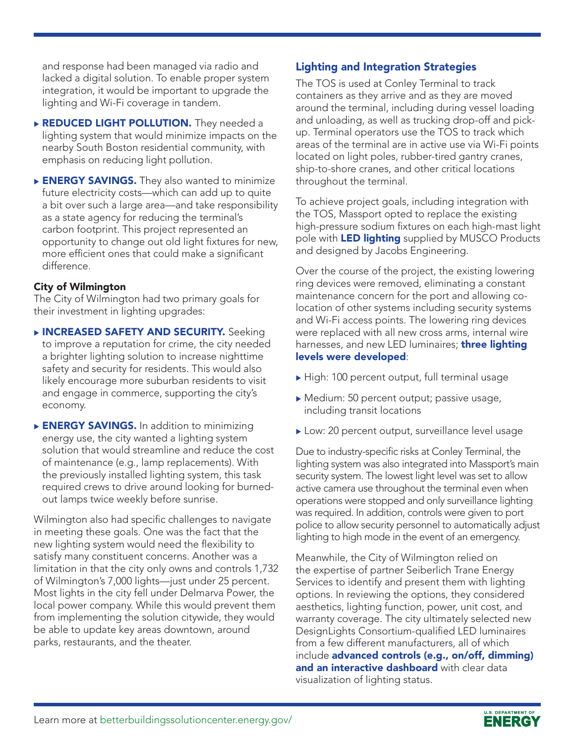and response had been managed via radio and lacked a digital solution. To enable proper system integration, it would be important to upgrade the lighting and Wi-Fi coverage in tandem.

- **REDUCED LIGHT POLLUTION.** They needed a lighting system that would minimize impacts on the nearby South Boston residential community, with emphasis on reducing light pollution.
- **ENERGY SAVINGS.** They also wanted to minimize future electricity costs—which can add up to quite a bit over such a large area—and take responsibility as a state agency for reducing the terminal's carbon footprint. This project represented an opportunity to change out old light fixtures for new, more efficient ones that could make a significant difference.

**City of Wilmington**

The City of Wilmington had two primary goals for their investment in lighting upgrades:

- **INCREASED SAFETY AND SECURITY.** Seeking to improve a reputation for crime, the city needed a brighter lighting solution to increase nighttime safety and security for residents. This would also likely encourage more suburban residents to visit and engage in commerce, supporting the city's economy.
- **ENERGY SAVINGS.** In addition to minimizing energy use, the city wanted a lighting system solution that would streamline and reduce the cost of maintenance (e.g., lamp replacements). With the previously installed lighting system, this task required crews to drive around looking for burned-out lamps twice weekly before sunrise.

Wilmington also had specific challenges to navigate in meeting these goals. One was the fact that the new lighting system would need the flexibility to satisfy many constituent concerns. Another was a limitation in that the city only owns and controls 1,732 of Wilmington's 7,000 lights—just under 25 percent. Most lights in the city fell under Delmarva Power, the local power company. While this would prevent them from implementing the solution citywide, they would be able to update key areas downtown, around parks, restaurants, and the theater.

## Lighting and Integration Strategies

The TOS is used at Conley Terminal to track containers as they arrive and as they are moved around the terminal, including during vessel loading and unloading, as well as trucking drop-off and pick-up. Terminal operators use the TOS to track which areas of the terminal are in active use via Wi-Fi points located on light poles, rubber-tired gantry cranes, ship-to-shore cranes, and other critical locations throughout the terminal.

To achieve project goals, including integration with the TOS, Massport opted to replace the existing high-pressure sodium fixtures on each high-mast light pole with **LED lighting** supplied by MUSCO Products and designed by Jacobs Engineering.

Over the course of the project, the existing lowering ring devices were removed, eliminating a constant maintenance concern for the port and allowing co-location of other systems including security systems and Wi-Fi access points. The lowering ring devices were replaced with all new cross arms, internal wire harnesses, and new LED luminaires; **three lighting levels were developed**:

- High: 100 percent output, full terminal usage
- Medium: 50 percent output; passive usage, including transit locations
- Low: 20 percent output, surveillance level usage

Due to industry-specific risks at Conley Terminal, the lighting system was also integrated into Massport's main security system. The lowest light level was set to allow active camera use throughout the terminal even when operations were stopped and only surveillance lighting was required. In addition, controls were given to port police to allow security personnel to automatically adjust lighting to high mode in the event of an emergency.

Meanwhile, the City of Wilmington relied on the expertise of partner Seiberlich Trane Energy Services to identify and present them with lighting options. In reviewing the options, they considered aesthetics, lighting function, power, unit cost, and warranty coverage. The city ultimately selected new DesignLights Consortium-qualified LED luminaires from a few different manufacturers, all of which include **advanced controls (e.g., on/off, dimming) and an interactive dashboard** with clear data visualization of lighting status.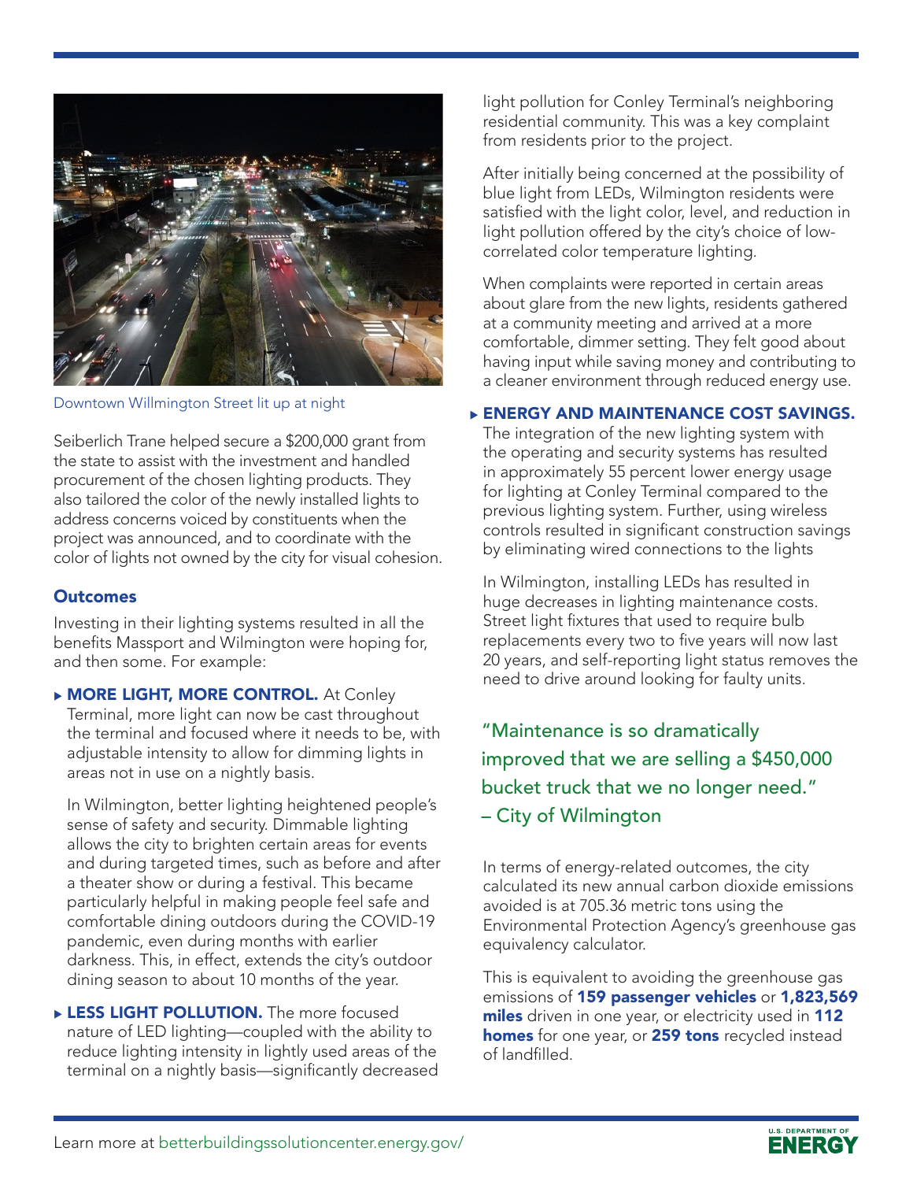Downtown Wilmington Street lit up at night

Seiberlich Trane helped secure a $200,000 grant from the state to assist with the investment and handled procurement of the chosen lighting products. They also tailored the color of the newly installed lights to address concerns voiced by constituents when the project was announced, and to coordinate with the color of lights not owned by the city for visual cohesion.

### Outcomes

Investing in their lighting systems resulted in all the benefits Massport and Wilmington were hoping for, and then some. For example:

- **MORE LIGHT, MORE CONTROL.** At Conley Terminal, more light can now be cast throughout the terminal and focused where it needs to be, with adjustable intensity to allow for dimming lights in areas not in use on a nightly basis.

  In Wilmington, better lighting heightened people's sense of safety and security. Dimmable lighting allows the city to brighten certain areas for events and during targeted times, such as before and after a theater show or during a festival. This became particularly helpful in making people feel safe and comfortable dining outdoors during the COVID-19 pandemic, even during months with earlier darkness. This, in effect, extends the city's outdoor dining season to about 10 months of the year.

- **LESS LIGHT POLLUTION.** The more focused nature of LED lighting—coupled with the ability to reduce lighting intensity in lightly used areas of the terminal on a nightly basis—significantly decreased light pollution for Conley Terminal's neighboring residential community. This was a key complaint from residents prior to the project.

  After initially being concerned at the possibility of blue light from LEDs, Wilmington residents were satisfied with the light color, level, and reduction in light pollution offered by the city's choice of low-correlated color temperature lighting.

  When complaints were reported in certain areas about glare from the new lights, residents gathered at a community meeting and arrived at a more comfortable, dimmer setting. They felt good about having input while saving money and contributing to a cleaner environment through reduced energy use.

- **ENERGY AND MAINTENANCE COST SAVINGS.** The integration of the new lighting system with the operating and security systems has resulted in approximately 55 percent lower energy usage for lighting at Conley Terminal compared to the previous lighting system. Further, using wireless controls resulted in significant construction savings by eliminating wired connections to the lights

  In Wilmington, installing LEDs has resulted in huge decreases in lighting maintenance costs. Street light fixtures that used to require bulb replacements every two to five years will now last 20 years, and self-reporting light status removes the need to drive around looking for faulty units.

> "Maintenance is so dramatically improved that we are selling a $450,000 bucket truck that we no longer need."
> – City of Wilmington

In terms of energy-related outcomes, the city calculated its new annual carbon dioxide emissions avoided is at 705.36 metric tons using the Environmental Protection Agency's greenhouse gas equivalency calculator.

This is equivalent to avoiding the greenhouse gas emissions of **159 passenger vehicles** or **1,823,569 miles** driven in one year, or electricity used in **112 homes** for one year, or **259 tons** recycled instead of landfilled.

Learn more at betterbuildingssolutioncenter.energy.gov/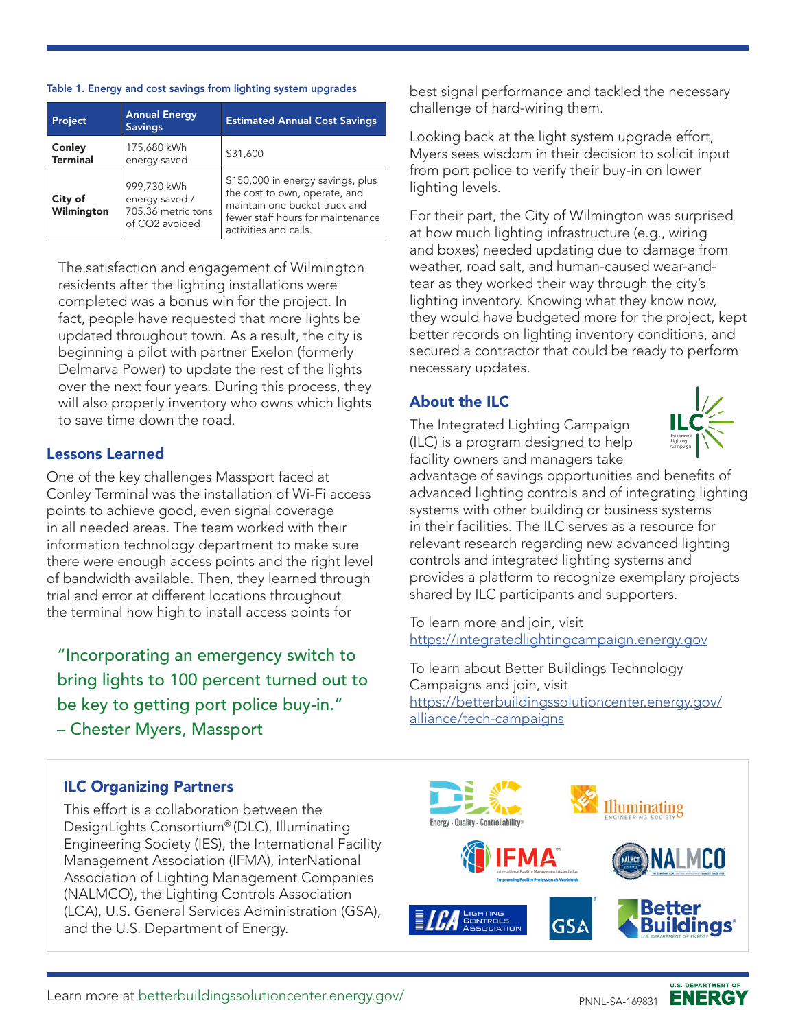Table 1. Energy and cost savings from lighting system upgrades

| Project | Annual Energy Savings | Estimated Annual Cost Savings |
|---|---|---|
| **Conley Terminal** | 175,680 kWh energy saved | $31,600 |
| **City of Wilmington** | 999,730 kWh energy saved / 705.36 metric tons of CO2 avoided | $150,000 in energy savings, plus the cost to own, operate, and maintain one bucket truck and fewer staff hours for maintenance activities and calls. |

The satisfaction and engagement of Wilmington residents after the lighting installations were completed was a bonus win for the project. In fact, people have requested that more lights be updated throughout town. As a result, the city is beginning a pilot with partner Exelon (formerly Delmarva Power) to update the rest of the lights over the next four years. During this process, they will also properly inventory who owns which lights to save time down the road.

## Lessons Learned

One of the key challenges Massport faced at Conley Terminal was the installation of Wi-Fi access points to achieve good, even signal coverage in all needed areas. The team worked with their information technology department to make sure there were enough access points and the right level of bandwidth available. Then, they learned through trial and error at different locations throughout the terminal how high to install access points for best signal performance and tackled the necessary challenge of hard-wiring them.

> "Incorporating an emergency switch to bring lights to 100 percent turned out to be key to getting port police buy-in."
> – Chester Myers, Massport

Looking back at the light system upgrade effort, Myers sees wisdom in their decision to solicit input from port police to verify their buy-in on lower lighting levels.

For their part, the City of Wilmington was surprised at how much lighting infrastructure (e.g., wiring and boxes) needed updating due to damage from weather, road salt, and human-caused wear-and-tear as they worked their way through the city's lighting inventory. Knowing what they know now, they would have budgeted more for the project, kept better records on lighting inventory conditions, and secured a contractor that could be ready to perform necessary updates.

## About the ILC

The Integrated Lighting Campaign (ILC) is a program designed to help facility owners and managers take advantage of savings opportunities and benefits of advanced lighting controls and of integrating lighting systems with other building or business systems in their facilities. The ILC serves as a resource for relevant research regarding new advanced lighting controls and integrated lighting systems and provides a platform to recognize exemplary projects shared by ILC participants and supporters.

To learn more and join, visit https://integratedlightingcampaign.energy.gov

To learn about Better Buildings Technology Campaigns and join, visit https://betterbuildingssolutioncenter.energy.gov/alliance/tech-campaigns

## ILC Organizing Partners

This effort is a collaboration between the DesignLights Consortium® (DLC), Illuminating Engineering Society (IES), the International Facility Management Association (IFMA), interNational Association of Lighting Management Companies (NALMCO), the Lighting Controls Association (LCA), U.S. General Services Administration (GSA), and the U.S. Department of Energy.

Learn more at betterbuildingssolutioncenter.energy.gov/

PNNL-SA-169831